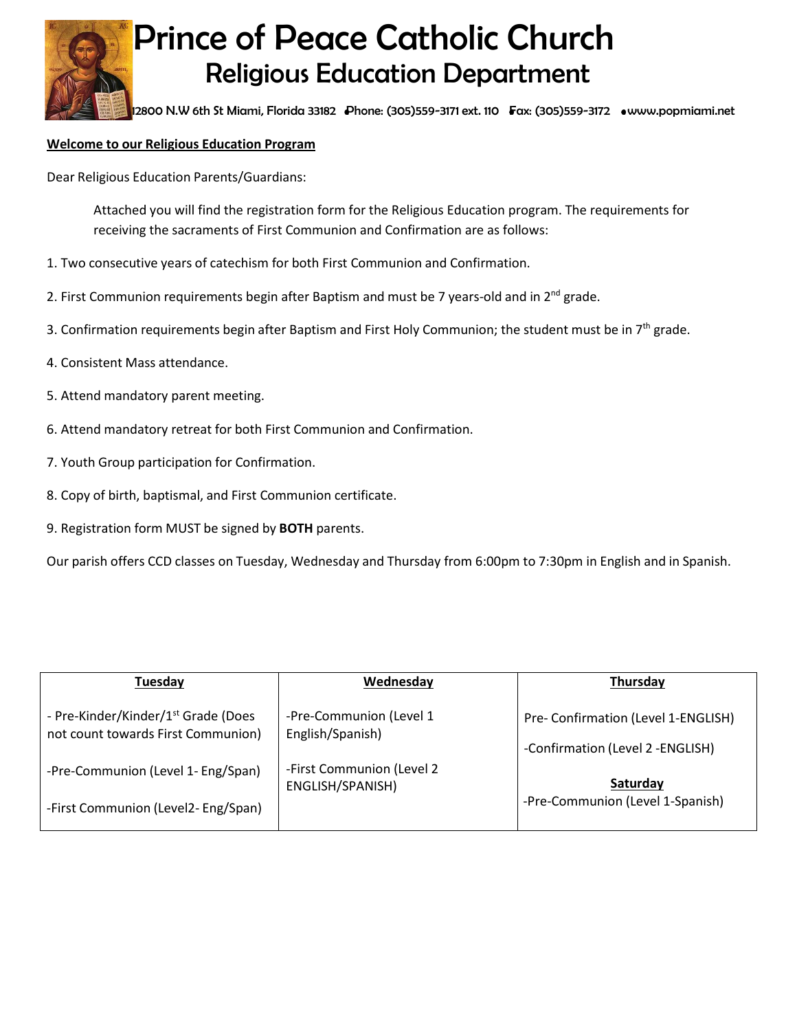# Prince of Peace Catholic Church
## Religious Education Department

12800 N.W 6th St Miami, Florida 33182 •Phone: (305)559-3171 ext. 110 •Fax: (305)559-3172 •www.popmiami.net

**Welcome to our Religious Education Program**

Dear Religious Education Parents/Guardians:

Attached you will find the registration form for the Religious Education program. The requirements for receiving the sacraments of First Communion and Confirmation are as follows:

1. Two consecutive years of catechism for both First Communion and Confirmation.
2. First Communion requirements begin after Baptism and must be 7 years-old and in 2nd grade.
3. Confirmation requirements begin after Baptism and First Holy Communion; the student must be in 7th grade.
4. Consistent Mass attendance.
5. Attend mandatory parent meeting.
6. Attend mandatory retreat for both First Communion and Confirmation.
7. Youth Group participation for Confirmation.
8. Copy of birth, baptismal, and First Communion certificate.
9. Registration form MUST be signed by **BOTH** parents.

Our parish offers CCD classes on Tuesday, Wednesday and Thursday from 6:00pm to 7:30pm in English and in Spanish.

| **Tuesday** | **Wednesday** | **Thursday** |
|---|---|---|
| - Pre-Kinder/Kinder/1st Grade (Does not count towards First Communion) | -Pre-Communion (Level 1 English/Spanish) | Pre- Confirmation (Level 1-ENGLISH) |
| -Pre-Communion (Level 1- Eng/Span) | -First Communion (Level 2 ENGLISH/SPANISH) | -Confirmation (Level 2 -ENGLISH) |
| -First Communion (Level2- Eng/Span) | | **Saturday** -Pre-Communion (Level 1-Spanish) |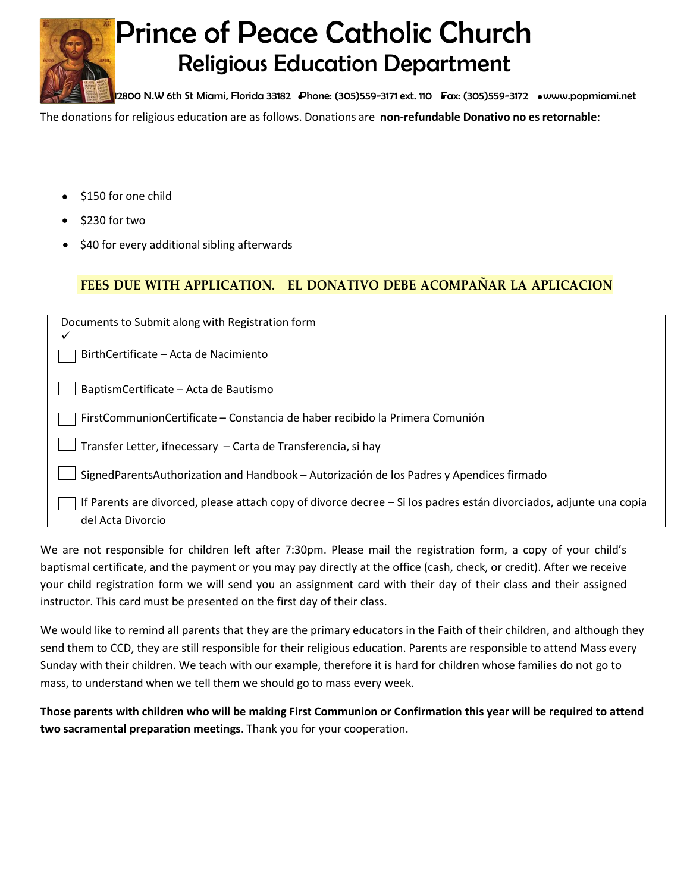# Prince of Peace Catholic Church

## Religious Education Department

12800 N.W 6th St Miami, Florida 33182 • Phone: (305)559-3171 ext. 110 • Fax: (305)559-3172 • www.popmiami.net

The donations for religious education are as follows. Donations are **non-refundable Donativo no es retornable**:

- $150 for one child
- $230 for two
- $40 for every additional sibling afterwards

**FEES DUE WITH APPLICATION. EL DONATIVO DEBE ACOMPAÑAR LA APLICACION**

Documents to Submit along with Registration form

✓

- [ ] BirthCertificate – Acta de Nacimiento
- [ ] BaptismCertificate – Acta de Bautismo
- [ ] FirstCommunionCertificate – Constancia de haber recibido la Primera Comunión
- [ ] Transfer Letter, ifnecessary – Carta de Transferencia, si hay
- [ ] SignedParentsAuthorization and Handbook – Autorización de los Padres y Apendices firmado
- [ ] If Parents are divorced, please attach copy of divorce decree – Si los padres están divorciados, adjunte una copia del Acta Divorcio

We are not responsible for children left after 7:30pm. Please mail the registration form, a copy of your child's baptismal certificate, and the payment or you may pay directly at the office (cash, check, or credit). After we receive your child registration form we will send you an assignment card with their day of their class and their assigned instructor. This card must be presented on the first day of their class.

We would like to remind all parents that they are the primary educators in the Faith of their children, and although they send them to CCD, they are still responsible for their religious education. Parents are responsible to attend Mass every Sunday with their children. We teach with our example, therefore it is hard for children whose families do not go to mass, to understand when we tell them we should go to mass every week.

**Those parents with children who will be making First Communion or Confirmation this year will be required to attend two sacramental preparation meetings**. Thank you for your cooperation.